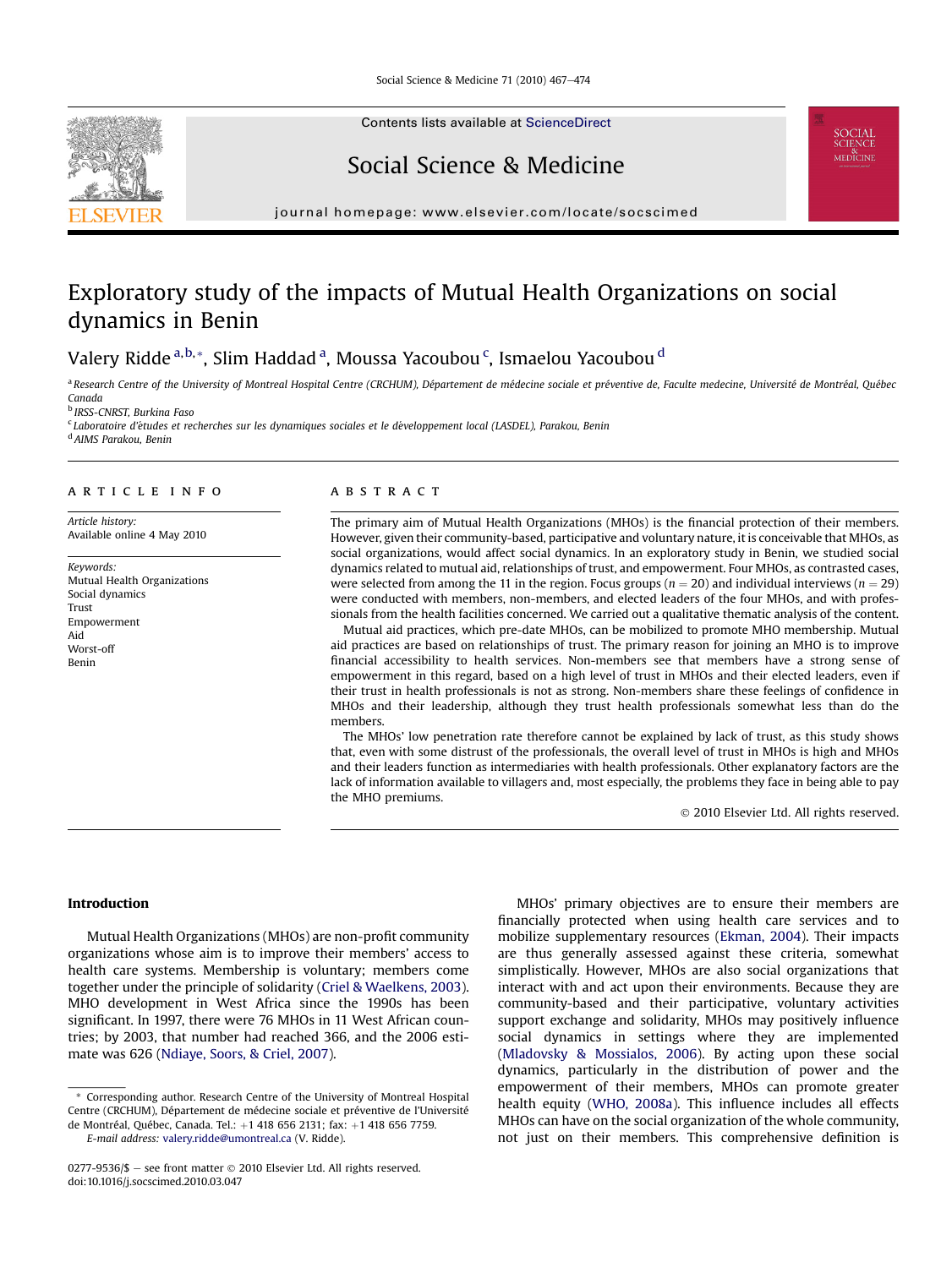# Exploratory study of the impacts of Mutual Health Organizations on social dynamics in Benin

Valery Ridde [a,b,*], Slim Haddad [a], Moussa Yacoubou [c], Ismaelou Yacoubou [d]

[a] Research Centre of the University of Montreal Hospital Centre (CRCHUM), Département de médecine sociale et préventive de, Faculte medecine, Université de Montréal, Québec Canada

[b] IRSS-CNRST, Burkina Faso

[c] Laboratoire d'études et recherches sur les dynamiques sociales et le développement local (LASDEL), Parakou, Benin

[d] AIMS Parakou, Benin

## ARTICLE INFO

*Article history:*
Available online 4 May 2010

*Keywords:*
Mutual Health Organizations
Social dynamics
Trust
Empowerment
Aid
Worst-off
Benin

## ABSTRACT

The primary aim of Mutual Health Organizations (MHOs) is the financial protection of their members. However, given their community-based, participative and voluntary nature, it is conceivable that MHOs, as social organizations, would affect social dynamics. In an exploratory study in Benin, we studied social dynamics related to mutual aid, relationships of trust, and empowerment. Four MHOs, as contrasted cases, were selected from among the 11 in the region. Focus groups ($n = 20$) and individual interviews ($n = 29$) were conducted with members, non-members, and elected leaders of the four MHOs, and with professionals from the health facilities concerned. We carried out a qualitative thematic analysis of the content.

Mutual aid practices, which pre-date MHOs, can be mobilized to promote MHO membership. Mutual aid practices are based on relationships of trust. The primary reason for joining an MHO is to improve financial accessibility to health services. Non-members see that members have a strong sense of empowerment in this regard, based on a high level of trust in MHOs and their elected leaders, even if their trust in health professionals is not as strong. Non-members share these feelings of confidence in MHOs and their leadership, although they trust health professionals somewhat less than do the members.

The MHOs' low penetration rate therefore cannot be explained by lack of trust, as this study shows that, even with some distrust of the professionals, the overall level of trust in MHOs is high and MHOs and their leaders function as intermediaries with health professionals. Other explanatory factors are the lack of information available to villagers and, most especially, the problems they face in being able to pay the MHO premiums.

© 2010 Elsevier Ltd. All rights reserved.

## Introduction

Mutual Health Organizations (MHOs) are non-profit community organizations whose aim is to improve their members' access to health care systems. Membership is voluntary; members come together under the principle of solidarity (Criel & Waelkens, 2003). MHO development in West Africa since the 1990s has been significant. In 1997, there were 76 MHOs in 11 West African countries; by 2003, that number had reached 366, and the 2006 estimate was 626 (Ndiaye, Soors, & Criel, 2007).

MHOs' primary objectives are to ensure their members are financially protected when using health care services and to mobilize supplementary resources (Ekman, 2004). Their impacts are thus generally assessed against these criteria, somewhat simplistically. However, MHOs are also social organizations that interact with and act upon their environments. Because they are community-based and their participative, voluntary activities support exchange and solidarity, MHOs may positively influence social dynamics in settings where they are implemented (Mladovsky & Mossialos, 2006). By acting upon these social dynamics, particularly in the distribution of power and the empowerment of their members, MHOs can promote greater health equity (WHO, 2008a). This influence includes all effects MHOs can have on the social organization of the whole community, not just on their members. This comprehensive definition is

\* Corresponding author. Research Centre of the University of Montreal Hospital Centre (CRCHUM), Département de médecine sociale et préventive de l'Université de Montréal, Québec, Canada. Tel.: +1 418 656 2131; fax: +1 418 656 7759.
*E-mail address:* valery.ridde@umontreal.ca (V. Ridde).

0277-9536/$ – see front matter © 2010 Elsevier Ltd. All rights reserved.
doi:10.1016/j.socscimed.2010.03.047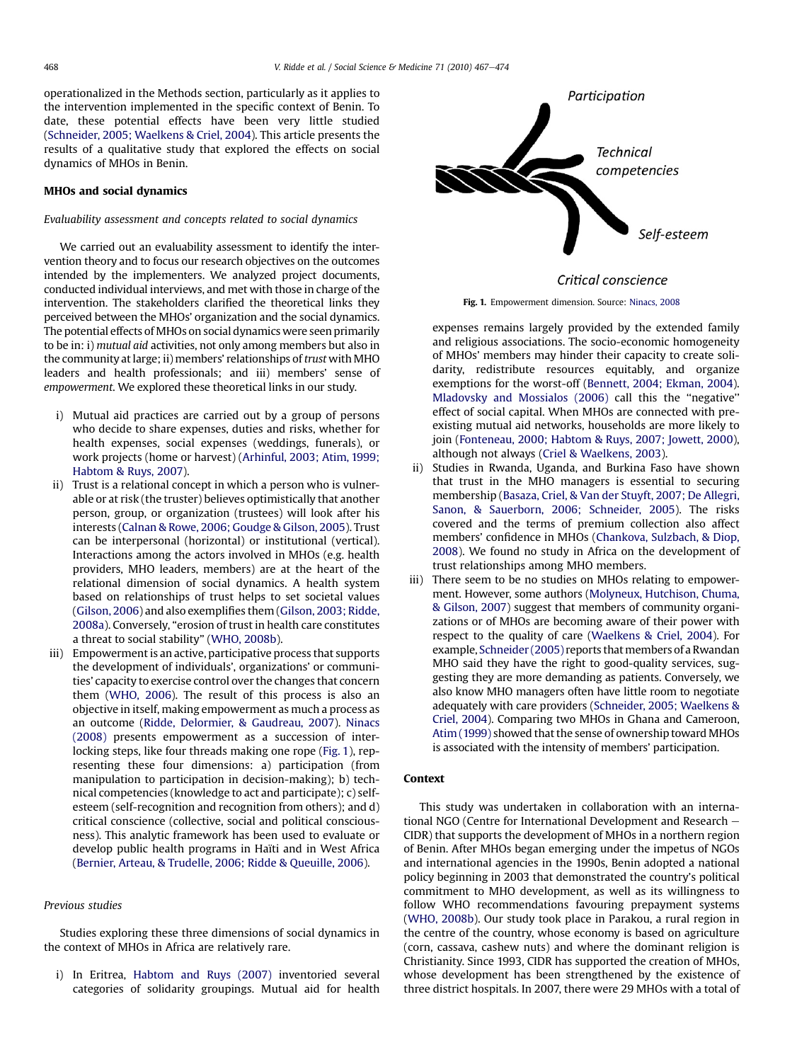operationalized in the Methods section, particularly as it applies to the intervention implemented in the specific context of Benin. To date, these potential effects have been very little studied (Schneider, 2005; Waelkens & Criel, 2004). This article presents the results of a qualitative study that explored the effects on social dynamics of MHOs in Benin.

## MHOs and social dynamics

### *Evaluability assessment and concepts related to social dynamics*

We carried out an evaluability assessment to identify the intervention theory and to focus our research objectives on the outcomes intended by the implementers. We analyzed project documents, conducted individual interviews, and met with those in charge of the intervention. The stakeholders clarified the theoretical links they perceived between the MHOs' organization and the social dynamics. The potential effects of MHOs on social dynamics were seen primarily to be in: i) *mutual aid* activities, not only among members but also in the community at large; ii) members' relationships of *trust* with MHO leaders and health professionals; and iii) members' sense of *empowerment*. We explored these theoretical links in our study.

i) Mutual aid practices are carried out by a group of persons who decide to share expenses, duties and risks, whether for health expenses, social expenses (weddings, funerals), or work projects (home or harvest) (Arhinful, 2003; Atim, 1999; Habtom & Ruys, 2007).
ii) Trust is a relational concept in which a person who is vulnerable or at risk (the truster) believes optimistically that another person, group, or organization (trustees) will look after his interests (Calnan & Rowe, 2006; Goudge & Gilson, 2005). Trust can be interpersonal (horizontal) or institutional (vertical). Interactions among the actors involved in MHOs (e.g. health providers, MHO leaders, members) are at the heart of the relational dimension of social dynamics. A health system based on relationships of trust helps to set societal values (Gilson, 2006) and also exemplifies them (Gilson, 2003; Ridde, 2008a). Conversely, "erosion of trust in health care constitutes a threat to social stability" (WHO, 2008b).
iii) Empowerment is an active, participative process that supports the development of individuals', organizations' or communities' capacity to exercise control over the changes that concern them (WHO, 2006). The result of this process is also an objective in itself, making empowerment as much a process as an outcome (Ridde, Delormier, & Gaudreau, 2007). Ninacs (2008) presents empowerment as a succession of interlocking steps, like four threads making one rope (Fig. 1), representing these four dimensions: a) participation (from manipulation to participation in decision-making); b) technical competencies (knowledge to act and participate); c) self-esteem (self-recognition and recognition from others); and d) critical conscience (collective, social and political consciousness). This analytic framework has been used to evaluate or develop public health programs in Haïti and in West Africa (Bernier, Arteau, & Trudelle, 2006; Ridde & Queuille, 2006).

### *Previous studies*

Studies exploring these three dimensions of social dynamics in the context of MHOs in Africa are relatively rare.

i) In Eritrea, Habtom and Ruys (2007) inventoried several categories of solidarity groupings. Mutual aid for health expenses remains largely provided by the extended family and religious associations. The socio-economic homogeneity of MHOs' members may hinder their capacity to create solidarity, redistribute resources equitably, and organize exemptions for the worst-off (Bennett, 2004; Ekman, 2004). Mladovsky and Mossialos (2006) call this the "negative" effect of social capital. When MHOs are connected with pre-existing mutual aid networks, households are more likely to join (Fonteneau, 2000; Habtom & Ruys, 2007; Jowett, 2000), although not always (Criel & Waelkens, 2003).
ii) Studies in Rwanda, Uganda, and Burkina Faso have shown that trust in the MHO managers is essential to securing membership (Basaza, Criel, & Van der Stuyft, 2007; De Allegri, Sanon, & Sauerborn, 2006; Schneider, 2005). The risks covered and the terms of premium collection also affect members' confidence in MHOs (Chankova, Sulzbach, & Diop, 2008). We found no study in Africa on the development of trust relationships among MHO members.
iii) There seem to be no studies on MHOs relating to empowerment. However, some authors (Molyneux, Hutchison, Chuma, & Gilson, 2007) suggest that members of community organizations or of MHOs are becoming aware of their power with respect to the quality of care (Waelkens & Criel, 2004). For example, Schneider (2005) reports that members of a Rwandan MHO said they have the right to good-quality services, suggesting they are more demanding as patients. Conversely, we also know MHO managers often have little room to negotiate adequately with care providers (Schneider, 2005; Waelkens & Criel, 2004). Comparing two MHOs in Ghana and Cameroon, Atim (1999) showed that the sense of ownership toward MHOs is associated with the intensity of members' participation.

Participation

Technical competencies

Self-esteem

Critical conscience

**Fig. 1.** Empowerment dimension. Source: Ninacs, 2008

## Context

This study was undertaken in collaboration with an international NGO (Centre for International Development and Research – CIDR) that supports the development of MHOs in a northern region of Benin. After MHOs began emerging under the impetus of NGOs and international agencies in the 1990s, Benin adopted a national policy beginning in 2003 that demonstrated the country's political commitment to MHO development, as well as its willingness to follow WHO recommendations favouring prepayment systems (WHO, 2008b). Our study took place in Parakou, a rural region in the centre of the country, whose economy is based on agriculture (corn, cassava, cashew nuts) and where the dominant religion is Christianity. Since 1993, CIDR has supported the creation of MHOs, whose development has been strengthened by the existence of three district hospitals. In 2007, there were 29 MHOs with a total of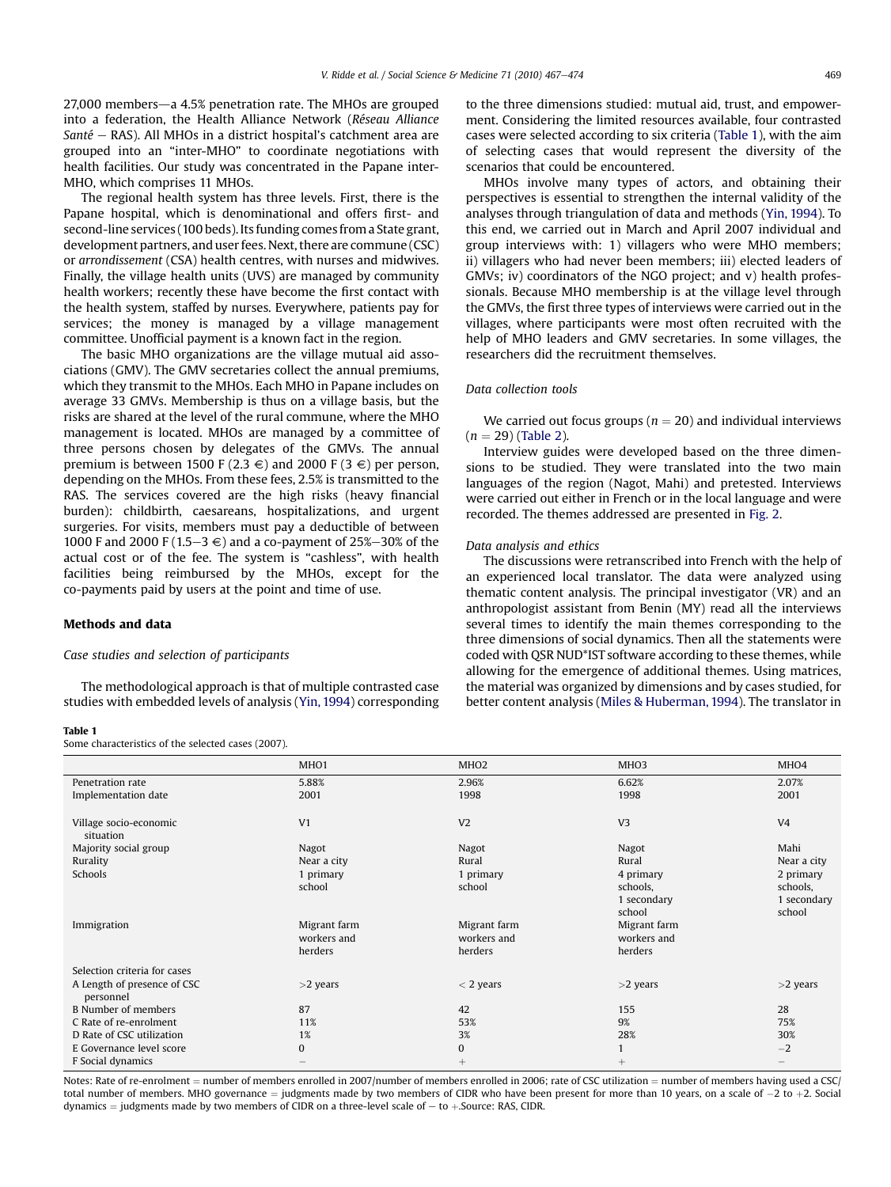27,000 members—a 4.5% penetration rate. The MHOs are grouped into a federation, the Health Alliance Network (*Réseau Alliance Santé* – RAS). All MHOs in a district hospital's catchment area are grouped into an "inter-MHO" to coordinate negotiations with health facilities. Our study was concentrated in the Papane inter-MHO, which comprises 11 MHOs.

The regional health system has three levels. First, there is the Papane hospital, which is denominational and offers first- and second-line services (100 beds). Its funding comes from a State grant, development partners, and user fees. Next, there are commune (CSC) or *arrondissement* (CSA) health centres, with nurses and midwives. Finally, the village health units (UVS) are managed by community health workers; recently these have become the first contact with the health system, staffed by nurses. Everywhere, patients pay for services; the money is managed by a village management committee. Unofficial payment is a known fact in the region.

The basic MHO organizations are the village mutual aid associations (GMV). The GMV secretaries collect the annual premiums, which they transmit to the MHOs. Each MHO in Papane includes on average 33 GMVs. Membership is thus on a village basis, but the risks are shared at the level of the rural commune, where the MHO management is located. MHOs are managed by a committee of three persons chosen by delegates of the GMVs. The annual premium is between 1500 F (2.3 €) and 2000 F (3 €) per person, depending on the MHOs. From these fees, 2.5% is transmitted to the RAS. The services covered are the high risks (heavy financial burden): childbirth, caesareans, hospitalizations, and urgent surgeries. For visits, members must pay a deductible of between 1000 F and 2000 F (1.5–3 €) and a co-payment of 25%–30% of the actual cost or of the fee. The system is "cashless", with health facilities being reimbursed by the MHOs, except for the co-payments paid by users at the point and time of use.

## Methods and data

### Case studies and selection of participants

The methodological approach is that of multiple contrasted case studies with embedded levels of analysis (Yin, 1994) corresponding to the three dimensions studied: mutual aid, trust, and empowerment. Considering the limited resources available, four contrasted cases were selected according to six criteria (Table 1), with the aim of selecting cases that would represent the diversity of the scenarios that could be encountered.

MHOs involve many types of actors, and obtaining their perspectives is essential to strengthen the internal validity of the analyses through triangulation of data and methods (Yin, 1994). To this end, we carried out in March and April 2007 individual and group interviews with: 1) villagers who were MHO members; ii) villagers who had never been members; iii) elected leaders of GMVs; iv) coordinators of the NGO project; and v) health professionals. Because MHO membership is at the village level through the GMVs, the first three types of interviews were carried out in the villages, where participants were most often recruited with the help of MHO leaders and GMV secretaries. In some villages, the researchers did the recruitment themselves.

### Data collection tools

We carried out focus groups ($n = 20$) and individual interviews ($n = 29$) (Table 2).

Interview guides were developed based on the three dimensions to be studied. They were translated into the two main languages of the region (Nagot, Mahi) and pretested. Interviews were carried out either in French or in the local language and were recorded. The themes addressed are presented in Fig. 2.

### Data analysis and ethics

The discussions were retranscribed into French with the help of an experienced local translator. The data were analyzed using thematic content analysis. The principal investigator (VR) and an anthropologist assistant from Benin (MY) read all the interviews several times to identify the main themes corresponding to the three dimensions of social dynamics. Then all the statements were coded with QSR NUD*IST software according to these themes, while allowing for the emergence of additional themes. Using matrices, the material was organized by dimensions and by cases studied, for better content analysis (Miles & Huberman, 1994). The translator in

**Table 1**
Some characteristics of the selected cases (2007).

| | MHO1 | MHO2 | MHO3 | MHO4 |
|---|---|---|---|---|
| Penetration rate | 5.88% | 2.96% | 6.62% | 2.07% |
| Implementation date | 2001 | 1998 | 1998 | 2001 |
| Village socio-economic situation | V1 | V2 | V3 | V4 |
| Majority social group | Nagot | Nagot | Nagot | Mahi |
| Rurality | Near a city | Rural | Rural | Near a city |
| Schools | 1 primary school | 1 primary school | 4 primary schools, 1 secondary school | 2 primary schools, 1 secondary school |
| Immigration | Migrant farm workers and herders | Migrant farm workers and herders | Migrant farm workers and herders | |
| Selection criteria for cases | | | | |
| A Length of presence of CSC personnel | >2 years | < 2 years | >2 years | >2 years |
| B Number of members | 87 | 42 | 155 | 28 |
| C Rate of re-enrolment | 11% | 53% | 9% | 75% |
| D Rate of CSC utilization | 1% | 3% | 28% | 30% |
| E Governance level score | 0 | 0 | 1 | −2 |
| F Social dynamics | − | + | + | − |

Notes: Rate of re-enrolment = number of members enrolled in 2007/number of members enrolled in 2006; rate of CSC utilization = number of members having used a CSC/total number of members. MHO governance = judgments made by two members of CIDR who have been present for more than 10 years, on a scale of −2 to +2. Social dynamics = judgments made by two members of CIDR on a three-level scale of − to +.Source: RAS, CIDR.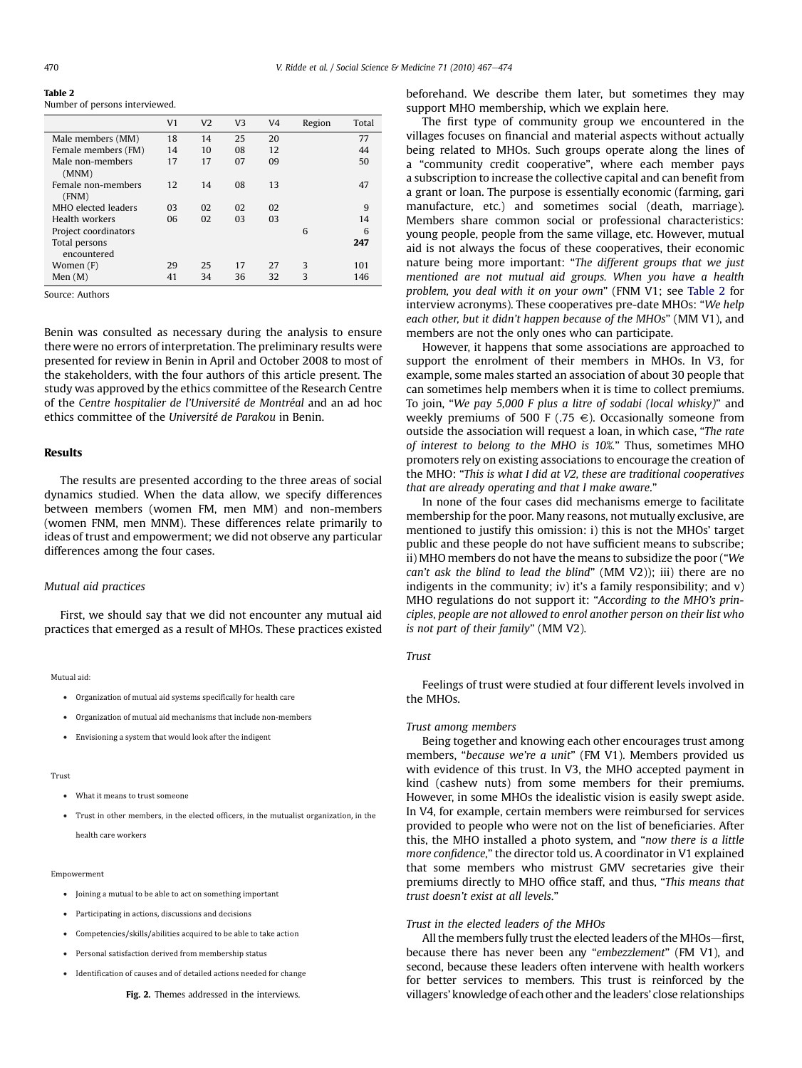**Table 2**
Number of persons interviewed.

| | V1 | V2 | V3 | V4 | Region | Total |
|---|---|---|---|---|---|---|
| Male members (MM) | 18 | 14 | 25 | 20 | | 77 |
| Female members (FM) | 14 | 10 | 08 | 12 | | 44 |
| Male non-members (MNM) | 17 | 17 | 07 | 09 | | 50 |
| Female non-members (FNM) | 12 | 14 | 08 | 13 | | 47 |
| MHO elected leaders | 03 | 02 | 02 | 02 | | 9 |
| Health workers | 06 | 02 | 03 | 03 | | 14 |
| Project coordinators | | | | | 6 | 6 |
| Total persons encountered | | | | | | **247** |
| Women (F) | 29 | 25 | 17 | 27 | 3 | 101 |
| Men (M) | 41 | 34 | 36 | 32 | 3 | 146 |

Source: Authors

Benin was consulted as necessary during the analysis to ensure there were no errors of interpretation. The preliminary results were presented for review in Benin in April and October 2008 to most of the stakeholders, with the four authors of this article present. The study was approved by the ethics committee of the Research Centre of the *Centre hospitalier de l'Université de Montréal* and an ad hoc ethics committee of the *Université de Parakou* in Benin.

## Results

The results are presented according to the three areas of social dynamics studied. When the data allow, we specify differences between members (women FM, men MM) and non-members (women FNM, men MNM). These differences relate primarily to ideas of trust and empowerment; we did not observe any particular differences among the four cases.

### *Mutual aid practices*

First, we should say that we did not encounter any mutual aid practices that emerged as a result of MHOs. These practices existed beforehand. We describe them later, but sometimes they may support MHO membership, which we explain here.

The first type of community group we encountered in the villages focuses on financial and material aspects without actually being related to MHOs. Such groups operate along the lines of a "community credit cooperative", where each member pays a subscription to increase the collective capital and can benefit from a grant or loan. The purpose is essentially economic (farming, gari manufacture, etc.) and sometimes social (death, marriage). Members share common social or professional characteristics: young people, people from the same village, etc. However, mutual aid is not always the focus of these cooperatives, their economic nature being more important: "*The different groups that we just mentioned are not mutual aid groups. When you have a health problem, you deal with it on your own*" (FNM V1; see Table 2 for interview acronyms). These cooperatives pre-date MHOs: "*We help each other, but it didn't happen because of the MHOs*" (MM V1), and members are not the only ones who can participate.

However, it happens that some associations are approached to support the enrolment of their members in MHOs. In V3, for example, some males started an association of about 30 people that can sometimes help members when it is time to collect premiums. To join, "*We pay 5,000 F plus a litre of sodabi (local whisky)*" and weekly premiums of 500 F (.75 €). Occasionally someone from outside the association will request a loan, in which case, "*The rate of interest to belong to the MHO is 10%.*" Thus, sometimes MHO promoters rely on existing associations to encourage the creation of the MHO: "*This is what I did at V2, these are traditional cooperatives that are already operating and that I make aware.*"

In none of the four cases did mechanisms emerge to facilitate membership for the poor. Many reasons, not mutually exclusive, are mentioned to justify this omission: i) this is not the MHOs' target public and these people do not have sufficient means to subscribe; ii) MHO members do not have the means to subsidize the poor ("*We can't ask the blind to lead the blind*" (MM V2)); iii) there are no indigents in the community; iv) it's a family responsibility; and v) MHO regulations do not support it: "*According to the MHO's principles, people are not allowed to enrol another person on their list who is not part of their family*" (MM V2).

### *Trust*

Feelings of trust were studied at four different levels involved in the MHOs.

#### *Trust among members*

Being together and knowing each other encourages trust among members, "*because we're a unit*" (FM V1). Members provided us with evidence of this trust. In V3, the MHO accepted payment in kind (cashew nuts) from some members for their premiums. However, in some MHOs the idealistic vision is easily swept aside. In V4, for example, certain members were reimbursed for services provided to people who were not on the list of beneficiaries. After this, the MHO installed a photo system, and "*now there is a little more confidence,*" the director told us. A coordinator in V1 explained that some members who mistrust GMV secretaries give their premiums directly to MHO office staff, and thus, "*This means that trust doesn't exist at all levels.*"

#### *Trust in the elected leaders of the MHOs*

All the members fully trust the elected leaders of the MHOs—first, because there has never been any "*embezzlement*" (FM V1), and second, because these leaders often intervene with health workers for better services to members. This trust is reinforced by the villagers' knowledge of each other and the leaders' close relationships

Mutual aid:

- Organization of mutual aid systems specifically for health care
- Organization of mutual aid mechanisms that include non-members
- Envisioning a system that would look after the indigent

Trust

- What it means to trust someone
- Trust in other members, in the elected officers, in the mutualist organization, in the health care workers

Empowerment

- Joining a mutual to be able to act on something important
- Participating in actions, discussions and decisions
- Competencies/skills/abilities acquired to be able to take action
- Personal satisfaction derived from membership status
- Identification of causes and of detailed actions needed for change

**Fig. 2.** Themes addressed in the interviews.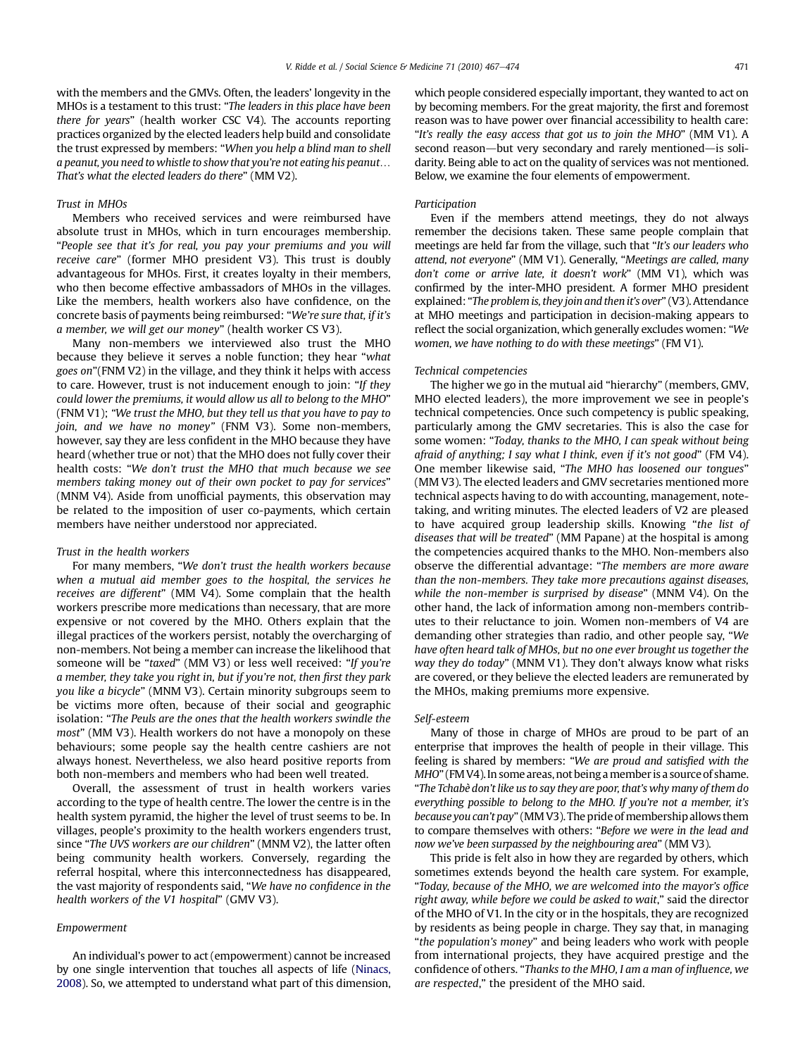with the members and the GMVs. Often, the leaders' longevity in the MHOs is a testament to this trust: "*The leaders in this place have been there for years*" (health worker CSC V4). The accounts reporting practices organized by the elected leaders help build and consolidate the trust expressed by members: "*When you help a blind man to shell a peanut, you need to whistle to show that you're not eating his peanut… That's what the elected leaders do there*" (MM V2).

### Trust in MHOs

Members who received services and were reimbursed have absolute trust in MHOs, which in turn encourages membership. "*People see that it's for real, you pay your premiums and you will receive care*" (former MHO president V3). This trust is doubly advantageous for MHOs. First, it creates loyalty in their members, who then become effective ambassadors of MHOs in the villages. Like the members, health workers also have confidence, on the concrete basis of payments being reimbursed: "*We're sure that, if it's a member, we will get our money*" (health worker CS V3).

Many non-members we interviewed also trust the MHO because they believe it serves a noble function; they hear "*what goes on*"(FNM V2) in the village, and they think it helps with access to care. However, trust is not inducement enough to join: "*If they could lower the premiums, it would allow us all to belong to the MHO*" (FNM V1); "*We trust the MHO, but they tell us that you have to pay to join, and we have no money*" (FNM V3). Some non-members, however, say they are less confident in the MHO because they have heard (whether true or not) that the MHO does not fully cover their health costs: "*We don't trust the MHO that much because we see members taking money out of their own pocket to pay for services*" (MNM V4). Aside from unofficial payments, this observation may be related to the imposition of user co-payments, which certain members have neither understood nor appreciated.

### Trust in the health workers

For many members, "*We don't trust the health workers because when a mutual aid member goes to the hospital, the services he receives are different*" (MM V4). Some complain that the health workers prescribe more medications than necessary, that are more expensive or not covered by the MHO. Others explain that the illegal practices of the workers persist, notably the overcharging of non-members. Not being a member can increase the likelihood that someone will be "*taxed*" (MM V3) or less well received: "*If you're a member, they take you right in, but if you're not, then first they park you like a bicycle*" (MNM V3). Certain minority subgroups seem to be victims more often, because of their social and geographic isolation: "*The Peuls are the ones that the health workers swindle the most*" (MM V3). Health workers do not have a monopoly on these behaviours; some people say the health centre cashiers are not always honest. Nevertheless, we also heard positive reports from both non-members and members who had been well treated.

Overall, the assessment of trust in health workers varies according to the type of health centre. The lower the centre is in the health system pyramid, the higher the level of trust seems to be. In villages, people's proximity to the health workers engenders trust, since "*The UVS workers are our children*" (MNM V2), the latter often being community health workers. Conversely, regarding the referral hospital, where this interconnectedness has disappeared, the vast majority of respondents said, "*We have no confidence in the health workers of the V1 hospital*" (GMV V3).

## Empowerment

An individual's power to act (empowerment) cannot be increased by one single intervention that touches all aspects of life (Ninacs, 2008). So, we attempted to understand what part of this dimension, which people considered especially important, they wanted to act on by becoming members. For the great majority, the first and foremost reason was to have power over financial accessibility to health care: "*It's really the easy access that got us to join the MHO*" (MM V1). A second reason—but very secondary and rarely mentioned—is solidarity. Being able to act on the quality of services was not mentioned. Below, we examine the four elements of empowerment.

### Participation

Even if the members attend meetings, they do not always remember the decisions taken. These same people complain that meetings are held far from the village, such that "*It's our leaders who attend, not everyone*" (MM V1). Generally, "*Meetings are called, many don't come or arrive late, it doesn't work*" (MM V1), which was confirmed by the inter-MHO president. A former MHO president explained: "*The problem is, they join and then it's over*" (V3). Attendance at MHO meetings and participation in decision-making appears to reflect the social organization, which generally excludes women: "*We women, we have nothing to do with these meetings*" (FM V1).

### Technical competencies

The higher we go in the mutual aid "hierarchy" (members, GMV, MHO elected leaders), the more improvement we see in people's technical competencies. Once such competency is public speaking, particularly among the GMV secretaries. This is also the case for some women: "*Today, thanks to the MHO, I can speak without being afraid of anything; I say what I think, even if it's not good*" (FM V4). One member likewise said, "*The MHO has loosened our tongues*" (MM V3). The elected leaders and GMV secretaries mentioned more technical aspects having to do with accounting, management, note-taking, and writing minutes. The elected leaders of V2 are pleased to have acquired group leadership skills. Knowing "*the list of diseases that will be treated*" (MM Papane) at the hospital is among the competencies acquired thanks to the MHO. Non-members also observe the differential advantage: "*The members are more aware than the non-members. They take more precautions against diseases, while the non-member is surprised by disease*" (MNM V4). On the other hand, the lack of information among non-members contributes to their reluctance to join. Women non-members of V4 are demanding other strategies than radio, and other people say, "*We have often heard talk of MHOs, but no one ever brought us together the way they do today*" (MNM V1). They don't always know what risks are covered, or they believe the elected leaders are remunerated by the MHOs, making premiums more expensive.

### Self-esteem

Many of those in charge of MHOs are proud to be part of an enterprise that improves the health of people in their village. This feeling is shared by members: "*We are proud and satisfied with the MHO*" (FM V4). In some areas, not being a member is a source of shame. "*The Tchabè don't like us to say they are poor, that's why many of them do everything possible to belong to the MHO. If you're not a member, it's because you can't pay*" (MM V3). The pride of membership allows them to compare themselves with others: "*Before we were in the lead and now we've been surpassed by the neighbouring area*" (MM V3).

This pride is felt also in how they are regarded by others, which sometimes extends beyond the health care system. For example, "*Today, because of the MHO, we are welcomed into the mayor's office right away, while before we could be asked to wait*," said the director of the MHO of V1. In the city or in the hospitals, they are recognized by residents as being people in charge. They say that, in managing "*the population's money*" and being leaders who work with people from international projects, they have acquired prestige and the confidence of others. "*Thanks to the MHO, I am a man of influence, we are respected*," the president of the MHO said.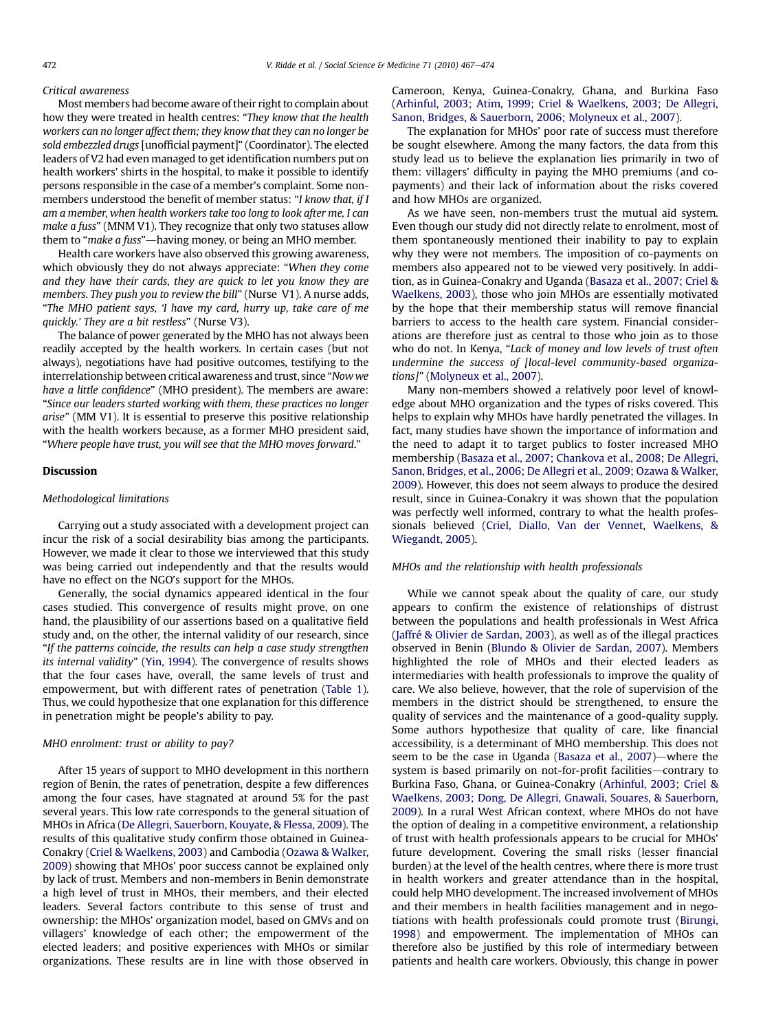*Critical awareness*

Most members had become aware of their right to complain about how they were treated in health centres: "*They know that the health workers can no longer affect them; they know that they can no longer be sold embezzled drugs* [unofficial payment]" (Coordinator). The elected leaders of V2 had even managed to get identification numbers put on health workers' shirts in the hospital, to make it possible to identify persons responsible in the case of a member's complaint. Some non-members understood the benefit of member status: "*I know that, if I am a member, when health workers take too long to look after me, I can make a fuss*" (MNM V1). They recognize that only two statuses allow them to "*make a fuss*"—having money, or being an MHO member.

Health care workers have also observed this growing awareness, which obviously they do not always appreciate: "*When they come and they have their cards, they are quick to let you know they are members. They push you to review the bill*" (Nurse V1). A nurse adds, "*The MHO patient says, 'I have my card, hurry up, take care of me quickly.' They are a bit restless*" (Nurse V3).

The balance of power generated by the MHO has not always been readily accepted by the health workers. In certain cases (but not always), negotiations have had positive outcomes, testifying to the interrelationship between critical awareness and trust, since "*Now we have a little confidence*" (MHO president). The members are aware: "*Since our leaders started working with them, these practices no longer arise*" (MM V1). It is essential to preserve this positive relationship with the health workers because, as a former MHO president said, "*Where people have trust, you will see that the MHO moves forward*."

## Discussion

### Methodological limitations

Carrying out a study associated with a development project can incur the risk of a social desirability bias among the participants. However, we made it clear to those we interviewed that this study was being carried out independently and that the results would have no effect on the NGO's support for the MHOs.

Generally, the social dynamics appeared identical in the four cases studied. This convergence of results might prove, on one hand, the plausibility of our assertions based on a qualitative field study and, on the other, the internal validity of our research, since "*If the patterns coincide, the results can help a case study strengthen its internal validity*" (Yin, 1994). The convergence of results shows that the four cases have, overall, the same levels of trust and empowerment, but with different rates of penetration (Table 1). Thus, we could hypothesize that one explanation for this difference in penetration might be people's ability to pay.

### MHO enrolment: trust or ability to pay?

After 15 years of support to MHO development in this northern region of Benin, the rates of penetration, despite a few differences among the four cases, have stagnated at around 5% for the past several years. This low rate corresponds to the general situation of MHOs in Africa (De Allegri, Sauerborn, Kouyate, & Flessa, 2009). The results of this qualitative study confirm those obtained in Guinea-Conakry (Criel & Waelkens, 2003) and Cambodia (Ozawa & Walker, 2009) showing that MHOs' poor success cannot be explained only by lack of trust. Members and non-members in Benin demonstrate a high level of trust in MHOs, their members, and their elected leaders. Several factors contribute to this sense of trust and ownership: the MHOs' organization model, based on GMVs and on villagers' knowledge of each other; the empowerment of the elected leaders; and positive experiences with MHOs or similar organizations. These results are in line with those observed in Cameroon, Kenya, Guinea-Conakry, Ghana, and Burkina Faso (Arhinful, 2003; Atim, 1999; Criel & Waelkens, 2003; De Allegri, Sanon, Bridges, & Sauerborn, 2006; Molyneux et al., 2007).

The explanation for MHOs' poor rate of success must therefore be sought elsewhere. Among the many factors, the data from this study lead us to believe the explanation lies primarily in two of them: villagers' difficulty in paying the MHO premiums (and co-payments) and their lack of information about the risks covered and how MHOs are organized.

As we have seen, non-members trust the mutual aid system. Even though our study did not directly relate to enrolment, most of them spontaneously mentioned their inability to pay to explain why they were not members. The imposition of co-payments on members also appeared not to be viewed very positively. In addition, as in Guinea-Conakry and Uganda (Basaza et al., 2007; Criel & Waelkens, 2003), those who join MHOs are essentially motivated by the hope that their membership status will remove financial barriers to access to the health care system. Financial considerations are therefore just as central to those who join as to those who do not. In Kenya, "*Lack of money and low levels of trust often undermine the success of [local-level community-based organizations]*" (Molyneux et al., 2007).

Many non-members showed a relatively poor level of knowledge about MHO organization and the types of risks covered. This helps to explain why MHOs have hardly penetrated the villages. In fact, many studies have shown the importance of information and the need to adapt it to target publics to foster increased MHO membership (Basaza et al., 2007; Chankova et al., 2008; De Allegri, Sanon, Bridges, et al., 2006; De Allegri et al., 2009; Ozawa & Walker, 2009). However, this does not seem always to produce the desired result, since in Guinea-Conakry it was shown that the population was perfectly well informed, contrary to what the health professionals believed (Criel, Diallo, Van der Vennet, Waelkens, & Wiegandt, 2005).

### MHOs and the relationship with health professionals

While we cannot speak about the quality of care, our study appears to confirm the existence of relationships of distrust between the populations and health professionals in West Africa (Jaffré & Olivier de Sardan, 2003), as well as of the illegal practices observed in Benin (Blundo & Olivier de Sardan, 2007). Members highlighted the role of MHOs and their elected leaders as intermediaries with health professionals to improve the quality of care. We also believe, however, that the role of supervision of the members in the district should be strengthened, to ensure the quality of services and the maintenance of a good-quality supply. Some authors hypothesize that quality of care, like financial accessibility, is a determinant of MHO membership. This does not seem to be the case in Uganda (Basaza et al., 2007)—where the system is based primarily on not-for-profit facilities—contrary to Burkina Faso, Ghana, or Guinea-Conakry (Arhinful, 2003; Criel & Waelkens, 2003; Dong, De Allegri, Gnawali, Souares, & Sauerborn, 2009). In a rural West African context, where MHOs do not have the option of dealing in a competitive environment, a relationship of trust with health professionals appears to be crucial for MHOs' future development. Covering the small risks (lesser financial burden) at the level of the health centres, where there is more trust in health workers and greater attendance than in the hospital, could help MHO development. The increased involvement of MHOs and their members in health facilities management and in negotiations with health professionals could promote trust (Birungi, 1998) and empowerment. The implementation of MHOs can therefore also be justified by this role of intermediary between patients and health care workers. Obviously, this change in power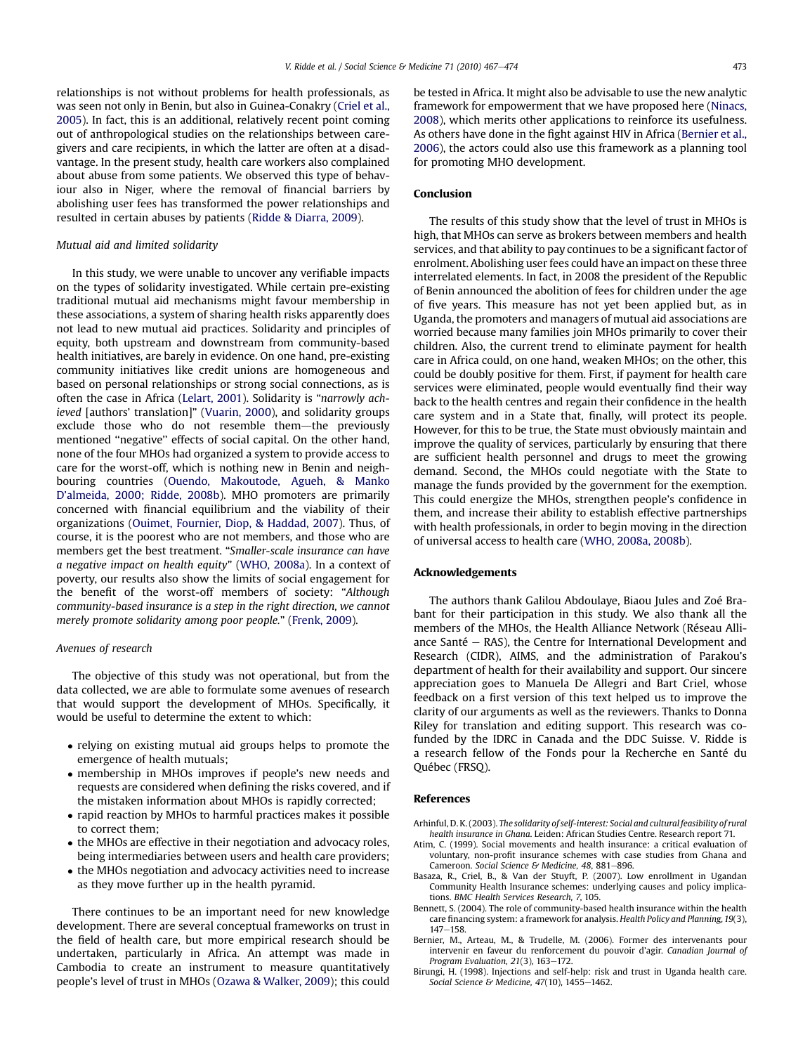relationships is not without problems for health professionals, as was seen not only in Benin, but also in Guinea-Conakry (Criel et al., 2005). In fact, this is an additional, relatively recent point coming out of anthropological studies on the relationships between caregivers and care recipients, in which the latter are often at a disadvantage. In the present study, health care workers also complained about abuse from some patients. We observed this type of behaviour also in Niger, where the removal of financial barriers by abolishing user fees has transformed the power relationships and resulted in certain abuses by patients (Ridde & Diarra, 2009).

### Mutual aid and limited solidarity

In this study, we were unable to uncover any verifiable impacts on the types of solidarity investigated. While certain pre-existing traditional mutual aid mechanisms might favour membership in these associations, a system of sharing health risks apparently does not lead to new mutual aid practices. Solidarity and principles of equity, both upstream and downstream from community-based health initiatives, are barely in evidence. On one hand, pre-existing community initiatives like credit unions are homogeneous and based on personal relationships or strong social connections, as is often the case in Africa (Lelart, 2001). Solidarity is "*narrowly achieved* [authors' translation]" (Vuarin, 2000), and solidarity groups exclude those who do not resemble them—the previously mentioned "negative" effects of social capital. On the other hand, none of the four MHOs had organized a system to provide access to care for the worst-off, which is nothing new in Benin and neighbouring countries (Ouendo, Makoutode, Agueh, & Manko D'almeida, 2000; Ridde, 2008b). MHO promoters are primarily concerned with financial equilibrium and the viability of their organizations (Ouimet, Fournier, Diop, & Haddad, 2007). Thus, of course, it is the poorest who are not members, and those who are members get the best treatment. "*Smaller-scale insurance can have a negative impact on health equity*" (WHO, 2008a). In a context of poverty, our results also show the limits of social engagement for the benefit of the worst-off members of society: "*Although community-based insurance is a step in the right direction, we cannot merely promote solidarity among poor people.*" (Frenk, 2009).

### Avenues of research

The objective of this study was not operational, but from the data collected, we are able to formulate some avenues of research that would support the development of MHOs. Specifically, it would be useful to determine the extent to which:

- relying on existing mutual aid groups helps to promote the emergence of health mutuals;
- membership in MHOs improves if people's new needs and requests are considered when defining the risks covered, and if the mistaken information about MHOs is rapidly corrected;
- rapid reaction by MHOs to harmful practices makes it possible to correct them;
- the MHOs are effective in their negotiation and advocacy roles, being intermediaries between users and health care providers;
- the MHOs negotiation and advocacy activities need to increase as they move further up in the health pyramid.

There continues to be an important need for new knowledge development. There are several conceptual frameworks on trust in the field of health care, but more empirical research should be undertaken, particularly in Africa. An attempt was made in Cambodia to create an instrument to measure quantitatively people's level of trust in MHOs (Ozawa & Walker, 2009); this could be tested in Africa. It might also be advisable to use the new analytic framework for empowerment that we have proposed here (Ninacs, 2008), which merits other applications to reinforce its usefulness. As others have done in the fight against HIV in Africa (Bernier et al., 2006), the actors could also use this framework as a planning tool for promoting MHO development.

## Conclusion

The results of this study show that the level of trust in MHOs is high, that MHOs can serve as brokers between members and health services, and that ability to pay continues to be a significant factor of enrolment. Abolishing user fees could have an impact on these three interrelated elements. In fact, in 2008 the president of the Republic of Benin announced the abolition of fees for children under the age of five years. This measure has not yet been applied but, as in Uganda, the promoters and managers of mutual aid associations are worried because many families join MHOs primarily to cover their children. Also, the current trend to eliminate payment for health care in Africa could, on one hand, weaken MHOs; on the other, this could be doubly positive for them. First, if payment for health care services were eliminated, people would eventually find their way back to the health centres and regain their confidence in the health care system and in a State that, finally, will protect its people. However, for this to be true, the State must obviously maintain and improve the quality of services, particularly by ensuring that there are sufficient health personnel and drugs to meet the growing demand. Second, the MHOs could negotiate with the State to manage the funds provided by the government for the exemption. This could energize the MHOs, strengthen people's confidence in them, and increase their ability to establish effective partnerships with health professionals, in order to begin moving in the direction of universal access to health care (WHO, 2008a, 2008b).

## Acknowledgements

The authors thank Galilou Abdoulaye, Biaou Jules and Zoé Brabant for their participation in this study. We also thank all the members of the MHOs, the Health Alliance Network (Réseau Alliance Santé – RAS), the Centre for International Development and Research (CIDR), AIMS, and the administration of Parakou's department of health for their availability and support. Our sincere appreciation goes to Manuela De Allegri and Bart Criel, whose feedback on a first version of this text helped us to improve the clarity of our arguments as well as the reviewers. Thanks to Donna Riley for translation and editing support. This research was co-funded by the IDRC in Canada and the DDC Suisse. V. Ridde is a research fellow of the Fonds pour la Recherche en Santé du Québec (FRSQ).

## References

Arhinful, D. K. (2003). *The solidarity of self-interest: Social and cultural feasibility of rural health insurance in Ghana*. Leiden: African Studies Centre. Research report 71.

Atim, C. (1999). Social movements and health insurance: a critical evaluation of voluntary, non-profit insurance schemes with case studies from Ghana and Cameroon. *Social Science & Medicine, 48*, 881–896.

Basaza, R., Criel, B., & Van der Stuyft, P. (2007). Low enrollment in Ugandan Community Health Insurance schemes: underlying causes and policy implications. *BMC Health Services Research, 7*, 105.

Bennett, S. (2004). The role of community-based health insurance within the health care financing system: a framework for analysis. *Health Policy and Planning, 19*(3), 147–158.

Bernier, M., Arteau, M., & Trudelle, M. (2006). Former des intervenants pour intervenir en faveur du renforcement du pouvoir d'agir. *Canadian Journal of Program Evaluation, 21*(3), 163–172.

Birungi, H. (1998). Injections and self-help: risk and trust in Uganda health care. *Social Science & Medicine, 47*(10), 1455–1462.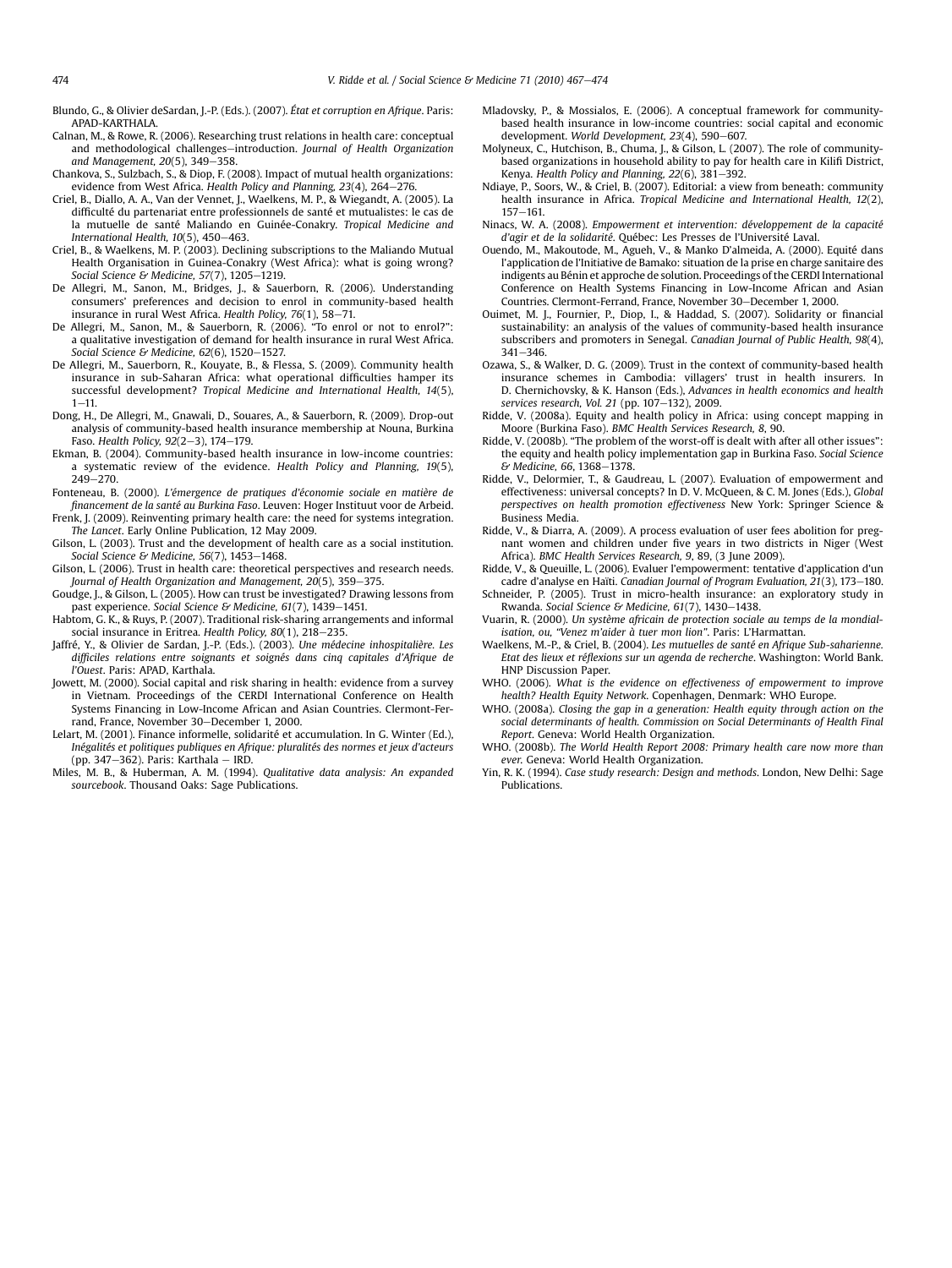Blundo, G., & Olivier deSardan, J.-P. (Eds.). (2007). *État et corruption en Afrique*. Paris: APAD-KARTHALA.

Calnan, M., & Rowe, R. (2006). Researching trust relations in health care: conceptual and methodological challenges—introduction. *Journal of Health Organization and Management, 20*(5), 349—358.

Chankova, S., Sulzbach, S., & Diop, F. (2008). Impact of mutual health organizations: evidence from West Africa. *Health Policy and Planning, 23*(4), 264—276.

Criel, B., Diallo, A. A., Van der Vennet, J., Waelkens, M. P., & Wiegandt, A. (2005). La difficulté du partenariat entre professionnels de santé et mutualistes: le cas de la mutuelle de santé Maliando en Guinée-Conakry. *Tropical Medicine and International Health, 10*(5), 450—463.

Criel, B., & Waelkens, M. P. (2003). Declining subscriptions to the Maliando Mutual Health Organisation in Guinea-Conakry (West Africa): what is going wrong? *Social Science & Medicine, 57*(7), 1205—1219.

De Allegri, M., Sanon, M., Bridges, J., & Sauerborn, R. (2006). Understanding consumers' preferences and decision to enrol in community-based health insurance in rural West Africa. *Health Policy, 76*(1), 58—71.

De Allegri, M., Sanon, M., & Sauerborn, R. (2006). "To enrol or not to enrol?": a qualitative investigation of demand for health insurance in rural West Africa. *Social Science & Medicine, 62*(6), 1520—1527.

De Allegri, M., Sauerborn, R., Kouyate, B., & Flessa, S. (2009). Community health insurance in sub-Saharan Africa: what operational difficulties hamper its successful development? *Tropical Medicine and International Health, 14*(5), 1—11.

Dong, H., De Allegri, M., Gnawali, D., Souares, A., & Sauerborn, R. (2009). Drop-out analysis of community-based health insurance membership at Nouna, Burkina Faso. *Health Policy, 92*(2—3), 174—179.

Ekman, B. (2004). Community-based health insurance in low-income countries: a systematic review of the evidence. *Health Policy and Planning, 19*(5), 249—270.

Fonteneau, B. (2000). *L'émergence de pratiques d'économie sociale en matière de financement de la santé au Burkina Faso*. Leuven: Hoger Instituut voor de Arbeid.

Frenk, J. (2009). Reinventing primary health care: the need for systems integration. *The Lancet*. Early Online Publication, 12 May 2009.

Gilson, L. (2003). Trust and the development of health care as a social institution. *Social Science & Medicine, 56*(7), 1453—1468.

Gilson, L. (2006). Trust in health care: theoretical perspectives and research needs. *Journal of Health Organization and Management, 20*(5), 359—375.

Goudge, J., & Gilson, L. (2005). How can trust be investigated? Drawing lessons from past experience. *Social Science & Medicine, 61*(7), 1439—1451.

Habtom, G. K., & Ruys, P. (2007). Traditional risk-sharing arrangements and informal social insurance in Eritrea. *Health Policy, 80*(1), 218—235.

Jaffré, Y., & Olivier de Sardan, J.-P. (Eds.). (2003). *Une médecine inhospitalière. Les difficiles relations entre soignants et soignés dans cinq capitales d'Afrique de l'Ouest*. Paris: APAD, Karthala.

Jowett, M. (2000). Social capital and risk sharing in health: evidence from a survey in Vietnam. Proceedings of the CERDI International Conference on Health Systems Financing in Low-Income African and Asian Countries. Clermont-Ferrand, France, November 30—December 1, 2000.

Lelart, M. (2001). Finance informelle, solidarité et accumulation. In G. Winter (Ed.), *Inégalités et politiques publiques en Afrique: pluralités des normes et jeux d'acteurs* (pp. 347—362). Paris: Karthala — IRD.

Miles, M. B., & Huberman, A. M. (1994). *Qualitative data analysis: An expanded sourcebook*. Thousand Oaks: Sage Publications.

Mladovsky, P., & Mossialos, E. (2006). A conceptual framework for community-based health insurance in low-income countries: social capital and economic development. *World Development, 23*(4), 590—607.

Molyneux, C., Hutchison, B., Chuma, J., & Gilson, L. (2007). The role of community-based organizations in household ability to pay for health care in Kilifi District, Kenya. *Health Policy and Planning, 22*(6), 381—392.

Ndiaye, P., Soors, W., & Criel, B. (2007). Editorial: a view from beneath: community health insurance in Africa. *Tropical Medicine and International Health, 12*(2), 157—161.

Ninacs, W. A. (2008). *Empowerment et intervention: développement de la capacité d'agir et de la solidarité*. Québec: Les Presses de l'Université Laval.

Ouendo, M., Makoutode, M., Agueh, V., & Manko D'almeida, A. (2000). Equité dans l'application de l'Initiative de Bamako: situation de la prise en charge sanitaire des indigents au Bénin et approche de solution. Proceedings of the CERDI International Conference on Health Systems Financing in Low-Income African and Asian Countries. Clermont-Ferrand, France, November 30—December 1, 2000.

Ouimet, M. J., Fournier, P., Diop, I., & Haddad, S. (2007). Solidarity or financial sustainability: an analysis of the values of community-based health insurance subscribers and promoters in Senegal. *Canadian Journal of Public Health, 98*(4), 341—346.

Ozawa, S., & Walker, D. G. (2009). Trust in the context of community-based health insurance schemes in Cambodia: villagers' trust in health insurers. In D. Chernichovsky, & K. Hanson (Eds.), *Advances in health economics and health services research, Vol. 21* (pp. 107—132), 2009.

Ridde, V. (2008a). Equity and health policy in Africa: using concept mapping in Moore (Burkina Faso). *BMC Health Services Research, 8*, 90.

Ridde, V. (2008b). "The problem of the worst-off is dealt with after all other issues": the equity and health policy implementation gap in Burkina Faso. *Social Science & Medicine, 66*, 1368—1378.

Ridde, V., Delormier, T., & Gaudreau, L. (2007). Evaluation of empowerment and effectiveness: universal concepts? In D. V. McQueen, & C. M. Jones (Eds.), *Global perspectives on health promotion effectiveness* New York: Springer Science & Business Media.

Ridde, V., & Diarra, A. (2009). A process evaluation of user fees abolition for pregnant women and children under five years in two districts in Niger (West Africa). *BMC Health Services Research, 9*, 89, (3 June 2009).

Ridde, V., & Queuille, L. (2006). Evaluer l'empowerment: tentative d'application d'un cadre d'analyse en Haïti. *Canadian Journal of Program Evaluation, 21*(3), 173—180.

Schneider, P. (2005). Trust in micro-health insurance: an exploratory study in Rwanda. *Social Science & Medicine, 61*(7), 1430—1438.

Vuarin, R. (2000). *Un système africain de protection sociale au temps de la mondialisation, ou, "Venez m'aider à tuer mon lion"*. Paris: L'Harmattan.

Waelkens, M.-P., & Criel, B. (2004). *Les mutuelles de santé en Afrique Sub-saharienne. Etat des lieux et réflexions sur un agenda de recherche*. Washington: World Bank. HNP Discussion Paper.

WHO. (2006). *What is the evidence on effectiveness of empowerment to improve health? Health Equity Network*. Copenhagen, Denmark: WHO Europe.

WHO. (2008a). *Closing the gap in a generation: Health equity through action on the social determinants of health. Commission on Social Determinants of Health Final Report*. Geneva: World Health Organization.

WHO. (2008b). *The World Health Report 2008: Primary health care now more than ever*. Geneva: World Health Organization.

Yin, R. K. (1994). *Case study research: Design and methods*. London, New Delhi: Sage Publications.